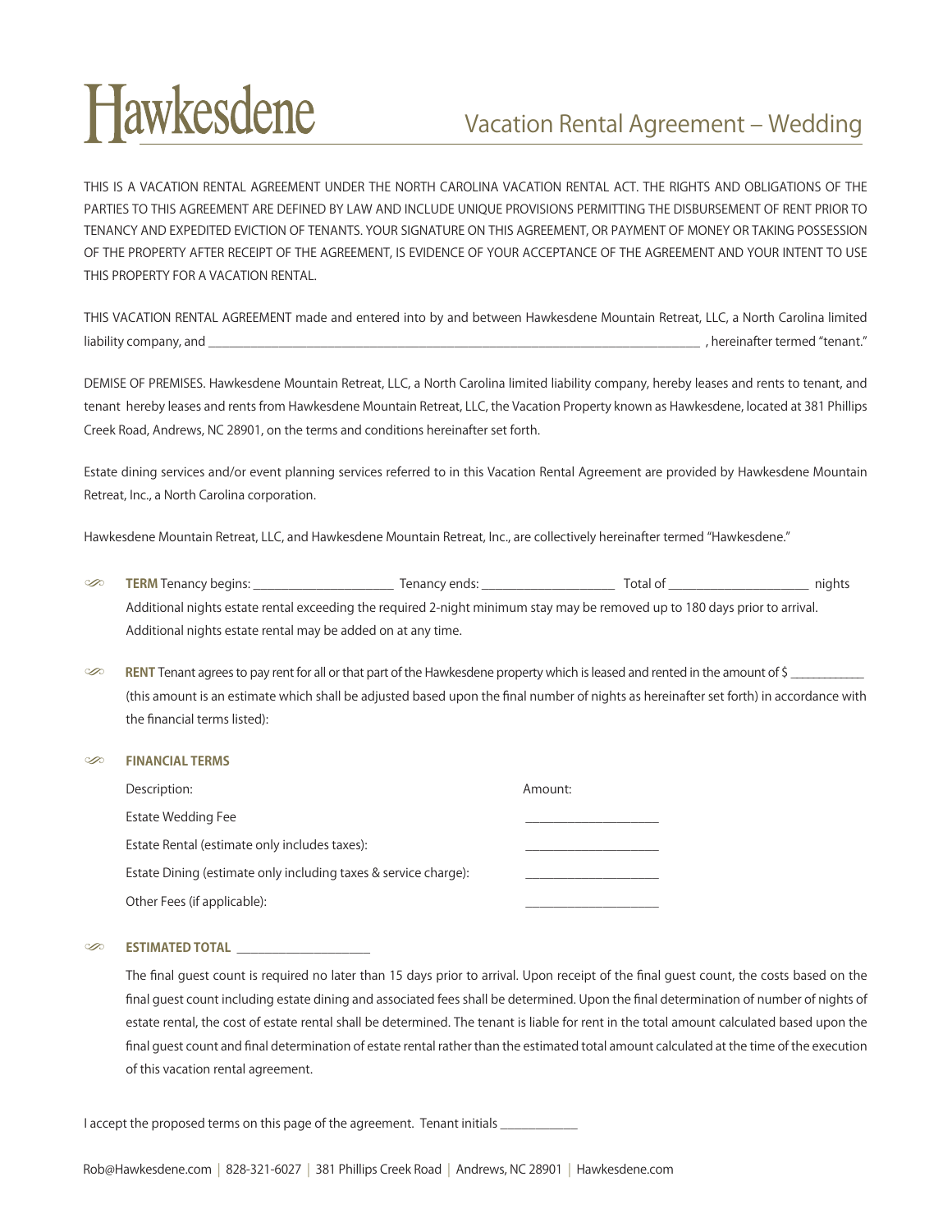# Hawkesdene

## Vacation Rental Agreement – Wedding

THIS IS A VACATION RENTAL AGREEMENT UNDER THE NORTH CAROLINA VACATION RENTAL ACT. THE RIGHTS AND OBLIGATIONS OF THE PARTIES TO THIS AGREEMENT ARE DEFINED BY LAW AND INCLUDE UNIQUE PROVISIONS PERMITTING THE DISBURSEMENT OF RENT PRIOR TO TENANCY AND EXPEDITED EVICTION OF TENANTS. YOUR SIGNATURE ON THIS AGREEMENT, OR PAYMENT OF MONEY OR TAKING POSSESSION OF THE PROPERTY AFTER RECEIPT OF THE AGREEMENT, IS EVIDENCE OF YOUR ACCEPTANCE OF THE AGREEMENT AND YOUR INTENT TO USE THIS PROPERTY FOR A VACATION RENTAL.

THIS VACATION RENTAL AGREEMENT made and entered into by and between Hawkesdene Mountain Retreat, LLC, a North Carolina limited liability company, and ______________________________________________________________________ , hereinafter termed "tenant."

DEMISE OF PREMISES. Hawkesdene Mountain Retreat, LLC, a North Carolina limited liability company, hereby leases and rents to tenant, and tenant hereby leases and rents from Hawkesdene Mountain Retreat, LLC, the Vacation Property known as Hawkesdene, located at 381 Phillips Creek Road, Andrews, NC 28901, on the terms and conditions hereinafter set forth.

Estate dining services and/or event planning services referred to in this Vacation Rental Agreement are provided by Hawkesdene Mountain Retreat, Inc., a North Carolina corporation.

Hawkesdene Mountain Retreat, LLC, and Hawkesdene Mountain Retreat, Inc., are collectively hereinafter termed "Hawkesdene."

- **TERM** Tenancy begins: ____________________ Tenancy ends: ___________________ Total of ____________________ nights
  Additional nights estate rental exceeding the required 2-night minimum stay may be removed up to 180 days prior to arrival. Additional nights estate rental may be added on at any time.

- **RENT** Tenant agrees to pay rent for all or that part of the Hawkesdene property which is leased and rented in the amount of $ ___________ (this amount is an estimate which shall be adjusted based upon the final number of nights as hereinafter set forth) in accordance with the financial terms listed):

- **FINANCIAL TERMS**

| Description: | Amount: |
|---|---|
| Estate Wedding Fee | ___________________ |
| Estate Rental (estimate only includes taxes): | ___________________ |
| Estate Dining (estimate only including taxes & service charge): | ___________________ |
| Other Fees (if applicable): | ___________________ |

- **ESTIMATED TOTAL** ___________________

  The final guest count is required no later than 15 days prior to arrival. Upon receipt of the final guest count, the costs based on the final guest count including estate dining and associated fees shall be determined. Upon the final determination of number of nights of estate rental, the cost of estate rental shall be determined. The tenant is liable for rent in the total amount calculated based upon the final guest count and final determination of estate rental rather than the estimated total amount calculated at the time of the execution of this vacation rental agreement.

I accept the proposed terms on this page of the agreement. Tenant initials ___________

Rob@Hawkesdene.com | 828-321-6027 | 381 Phillips Creek Road | Andrews, NC 28901 | Hawkesdene.com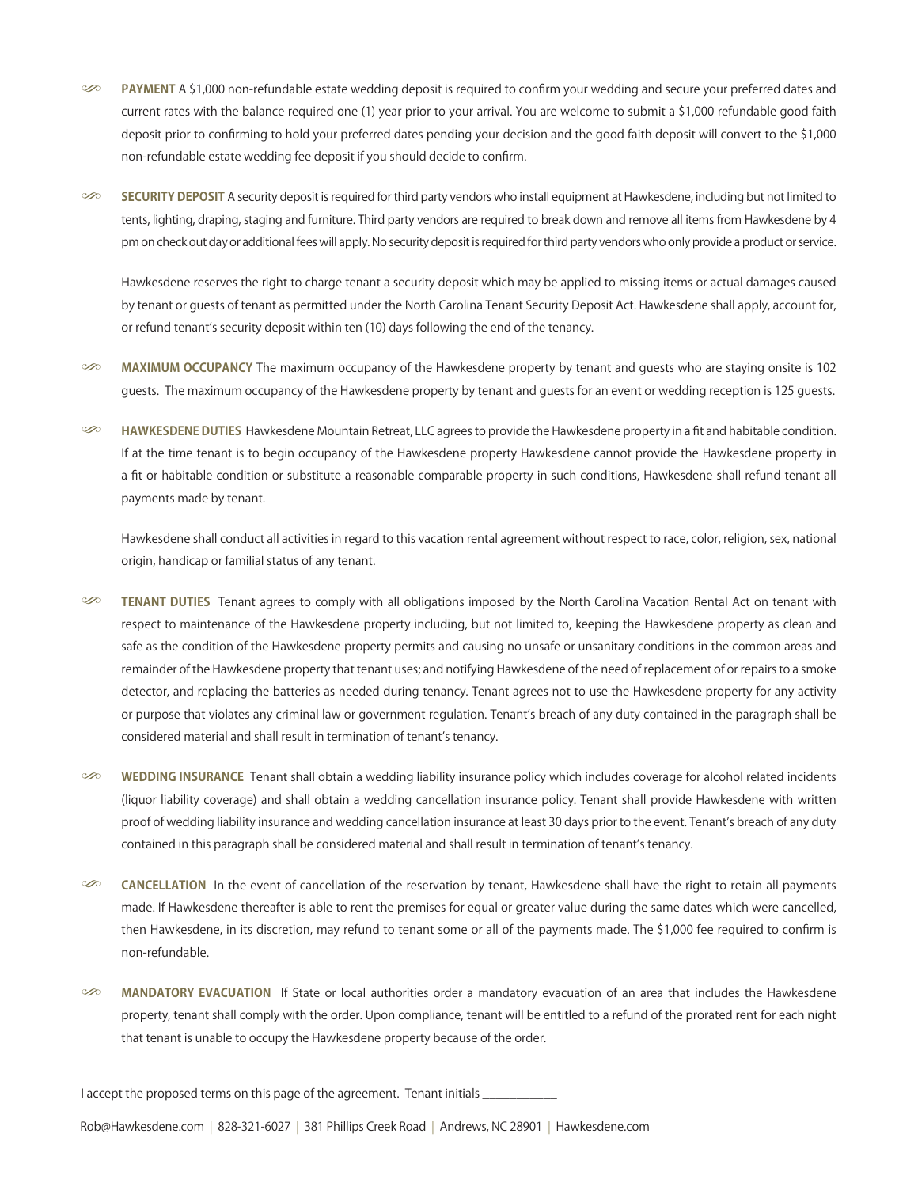**PAYMENT** A $1,000 non-refundable estate wedding deposit is required to confirm your wedding and secure your preferred dates and current rates with the balance required one (1) year prior to your arrival. You are welcome to submit a $1,000 refundable good faith deposit prior to confirming to hold your preferred dates pending your decision and the good faith deposit will convert to the $1,000 non-refundable estate wedding fee deposit if you should decide to confirm.

**SECURITY DEPOSIT** A security deposit is required for third party vendors who install equipment at Hawkesdene, including but not limited to tents, lighting, draping, staging and furniture. Third party vendors are required to break down and remove all items from Hawkesdene by 4 pm on check out day or additional fees will apply. No security deposit is required for third party vendors who only provide a product or service.

Hawkesdene reserves the right to charge tenant a security deposit which may be applied to missing items or actual damages caused by tenant or guests of tenant as permitted under the North Carolina Tenant Security Deposit Act. Hawkesdene shall apply, account for, or refund tenant's security deposit within ten (10) days following the end of the tenancy.

**MAXIMUM OCCUPANCY** The maximum occupancy of the Hawkesdene property by tenant and guests who are staying onsite is 102 guests. The maximum occupancy of the Hawkesdene property by tenant and guests for an event or wedding reception is 125 guests.

**HAWKESDENE DUTIES** Hawkesdene Mountain Retreat, LLC agrees to provide the Hawkesdene property in a fit and habitable condition. If at the time tenant is to begin occupancy of the Hawkesdene property Hawkesdene cannot provide the Hawkesdene property in a fit or habitable condition or substitute a reasonable comparable property in such conditions, Hawkesdene shall refund tenant all payments made by tenant.

Hawkesdene shall conduct all activities in regard to this vacation rental agreement without respect to race, color, religion, sex, national origin, handicap or familial status of any tenant.

**TENANT DUTIES** Tenant agrees to comply with all obligations imposed by the North Carolina Vacation Rental Act on tenant with respect to maintenance of the Hawkesdene property including, but not limited to, keeping the Hawkesdene property as clean and safe as the condition of the Hawkesdene property permits and causing no unsafe or unsanitary conditions in the common areas and remainder of the Hawkesdene property that tenant uses; and notifying Hawkesdene of the need of replacement of or repairs to a smoke detector, and replacing the batteries as needed during tenancy. Tenant agrees not to use the Hawkesdene property for any activity or purpose that violates any criminal law or government regulation. Tenant's breach of any duty contained in the paragraph shall be considered material and shall result in termination of tenant's tenancy.

**WEDDING INSURANCE** Tenant shall obtain a wedding liability insurance policy which includes coverage for alcohol related incidents (liquor liability coverage) and shall obtain a wedding cancellation insurance policy. Tenant shall provide Hawkesdene with written proof of wedding liability insurance and wedding cancellation insurance at least 30 days prior to the event. Tenant's breach of any duty contained in this paragraph shall be considered material and shall result in termination of tenant's tenancy.

**CANCELLATION** In the event of cancellation of the reservation by tenant, Hawkesdene shall have the right to retain all payments made. If Hawkesdene thereafter is able to rent the premises for equal or greater value during the same dates which were cancelled, then Hawkesdene, in its discretion, may refund to tenant some or all of the payments made. The $1,000 fee required to confirm is non-refundable.

**MANDATORY EVACUATION** If State or local authorities order a mandatory evacuation of an area that includes the Hawkesdene property, tenant shall comply with the order. Upon compliance, tenant will be entitled to a refund of the prorated rent for each night that tenant is unable to occupy the Hawkesdene property because of the order.

I accept the proposed terms on this page of the agreement. Tenant initials ___________

Rob@Hawkesdene.com | 828-321-6027 | 381 Phillips Creek Road | Andrews, NC 28901 | Hawkesdene.com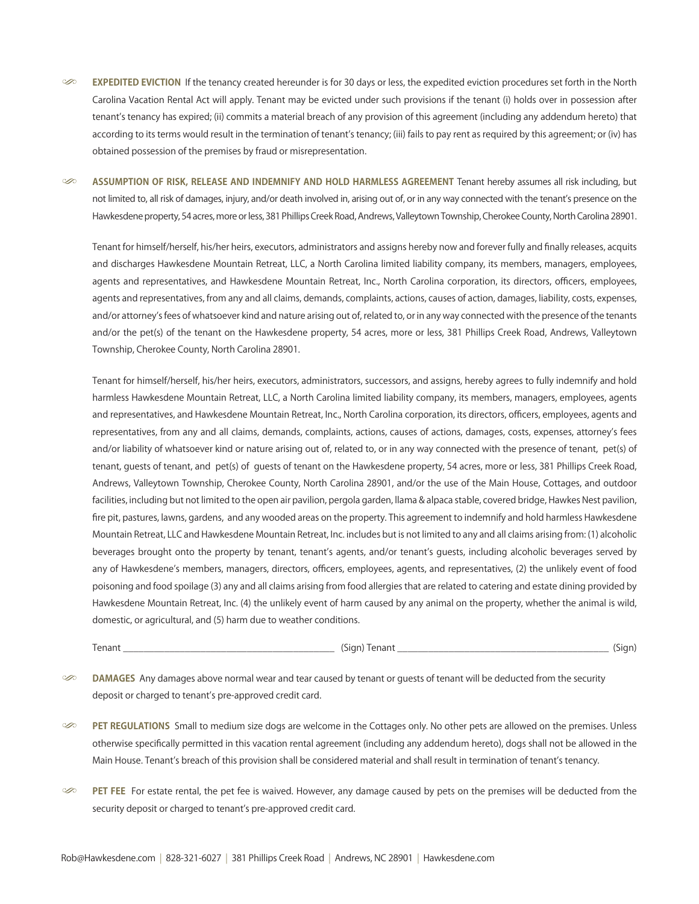**EXPEDITED EVICTION** If the tenancy created hereunder is for 30 days or less, the expedited eviction procedures set forth in the North Carolina Vacation Rental Act will apply. Tenant may be evicted under such provisions if the tenant (i) holds over in possession after tenant's tenancy has expired; (ii) commits a material breach of any provision of this agreement (including any addendum hereto) that according to its terms would result in the termination of tenant's tenancy; (iii) fails to pay rent as required by this agreement; or (iv) has obtained possession of the premises by fraud or misrepresentation.

**ASSUMPTION OF RISK, RELEASE AND INDEMNIFY AND HOLD HARMLESS AGREEMENT** Tenant hereby assumes all risk including, but not limited to, all risk of damages, injury, and/or death involved in, arising out of, or in any way connected with the tenant's presence on the Hawkesdene property, 54 acres, more or less, 381 Phillips Creek Road, Andrews, Valleytown Township, Cherokee County, North Carolina 28901.

Tenant for himself/herself, his/her heirs, executors, administrators and assigns hereby now and forever fully and finally releases, acquits and discharges Hawkesdene Mountain Retreat, LLC, a North Carolina limited liability company, its members, managers, employees, agents and representatives, and Hawkesdene Mountain Retreat, Inc., North Carolina corporation, its directors, officers, employees, agents and representatives, from any and all claims, demands, complaints, actions, causes of action, damages, liability, costs, expenses, and/or attorney's fees of whatsoever kind and nature arising out of, related to, or in any way connected with the presence of the tenants and/or the pet(s) of the tenant on the Hawkesdene property, 54 acres, more or less, 381 Phillips Creek Road, Andrews, Valleytown Township, Cherokee County, North Carolina 28901.

Tenant for himself/herself, his/her heirs, executors, administrators, successors, and assigns, hereby agrees to fully indemnify and hold harmless Hawkesdene Mountain Retreat, LLC, a North Carolina limited liability company, its members, managers, employees, agents and representatives, and Hawkesdene Mountain Retreat, Inc., North Carolina corporation, its directors, officers, employees, agents and representatives, from any and all claims, demands, complaints, actions, causes of actions, damages, costs, expenses, attorney's fees and/or liability of whatsoever kind or nature arising out of, related to, or in any way connected with the presence of tenant, pet(s) of tenant, guests of tenant, and pet(s) of guests of tenant on the Hawkesdene property, 54 acres, more or less, 381 Phillips Creek Road, Andrews, Valleytown Township, Cherokee County, North Carolina 28901, and/or the use of the Main House, Cottages, and outdoor facilities, including but not limited to the open air pavilion, pergola garden, llama & alpaca stable, covered bridge, Hawkes Nest pavilion, fire pit, pastures, lawns, gardens, and any wooded areas on the property. This agreement to indemnify and hold harmless Hawkesdene Mountain Retreat, LLC and Hawkesdene Mountain Retreat, Inc. includes but is not limited to any and all claims arising from: (1) alcoholic beverages brought onto the property by tenant, tenant's agents, and/or tenant's guests, including alcoholic beverages served by any of Hawkesdene's members, managers, directors, officers, employees, agents, and representatives, (2) the unlikely event of food poisoning and food spoilage (3) any and all claims arising from food allergies that are related to catering and estate dining provided by Hawkesdene Mountain Retreat, Inc. (4) the unlikely event of harm caused by any animal on the property, whether the animal is wild, domestic, or agricultural, and (5) harm due to weather conditions.

Tenant _________________________________________ (Sign) Tenant _________________________________________ (Sign)

**DAMAGES** Any damages above normal wear and tear caused by tenant or guests of tenant will be deducted from the security deposit or charged to tenant's pre-approved credit card.

**PET REGULATIONS** Small to medium size dogs are welcome in the Cottages only. No other pets are allowed on the premises. Unless otherwise specifically permitted in this vacation rental agreement (including any addendum hereto), dogs shall not be allowed in the Main House. Tenant's breach of this provision shall be considered material and shall result in termination of tenant's tenancy.

**PET FEE** For estate rental, the pet fee is waived. However, any damage caused by pets on the premises will be deducted from the security deposit or charged to tenant's pre-approved credit card.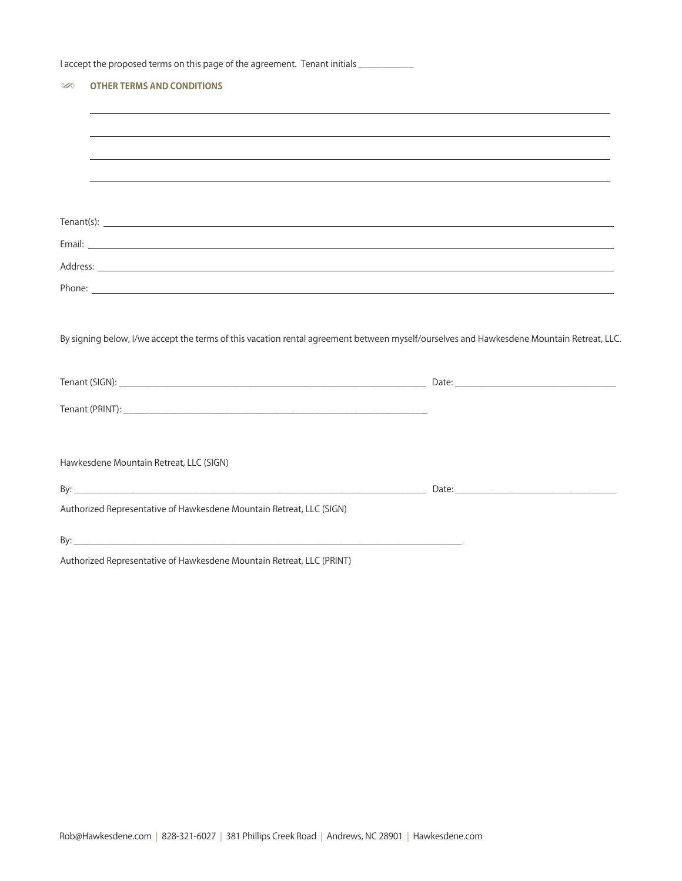I accept the proposed terms on this page of the agreement. Tenant initials ___________

## OTHER TERMS AND CONDITIONS

______________________________________________________________________________

______________________________________________________________________________

______________________________________________________________________________

______________________________________________________________________________

Tenant(s): ______________________________________________________________________________

Email: ______________________________________________________________________________

Address: ______________________________________________________________________________

Phone: ______________________________________________________________________________

By signing below, I/we accept the terms of this vacation rental agreement between myself/ourselves and Hawkesdene Mountain Retreat, LLC.

Tenant (SIGN): ________________________________________________ Date: ______________________________

Tenant (PRINT): ________________________________________________

Hawkesdene Mountain Retreat, LLC (SIGN)

By: ________________________________________________ Date: ______________________________

Authorized Representative of Hawkesdene Mountain Retreat, LLC (SIGN)

By: ________________________________________________

Authorized Representative of Hawkesdene Mountain Retreat, LLC (PRINT)

Rob@Hawkesdene.com | 828-321-6027 | 381 Phillips Creek Road | Andrews, NC 28901 | Hawkesdene.com